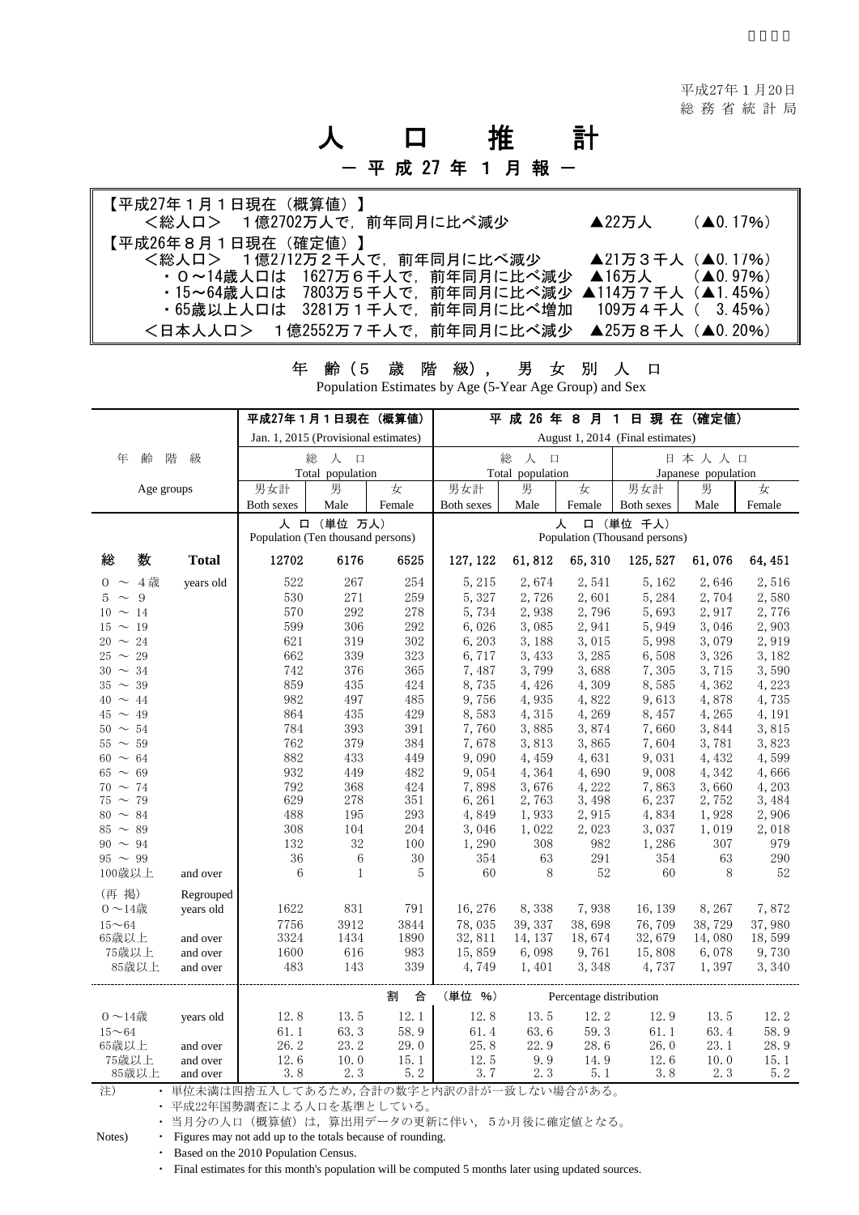平成27年１月20日
総 務 省 統 計 局

# 人 口 推 計

## ― 平 成 27 年 １ 月 報 ―

【平成27年１月１日現在（概算値）】
＜総人口＞ １億2702万人で，前年同月に比べ減少 ▲22万人 （▲0.17%）
【平成26年８月１日現在（確定値）】
＜総人口＞ １億2712万２千人で，前年同月に比べ減少 ▲21万３千人（▲0.17%）
・０～14歳人口は 1627万６千人で，前年同月に比べ減少 ▲16万人 （▲0.97%）
・15～64歳人口は 7803万５千人で，前年同月に比べ減少 ▲114万７千人（▲1.45%）
・65歳以上人口は 3281万１千人で，前年同月に比べ増加 109万４千人（ 3.45%）
＜日本人人口＞ １億2552万７千人で，前年同月に比べ減少 ▲25万８千人（▲0.20%）

### 年 齢（５ 歳 階 級），男 女 別 人 口
Population Estimates by Age (5-Year Age Group) and Sex

| 年齢階級 Age groups | | 平成27年１月１日現在（概算値） Jan. 1, 2015 (Provisional estimates) 総人口 Total population | | | 平成26年８月１日現在（確定値） August 1, 2014 (Final estimates) 総人口 Total population | | | 日本人人口 Japanese population | | |
|---|---|---|---|---|---|---|---|---|---|---|
| | | 男女計 Both sexes | 男 Male | 女 Female | 男女計 Both sexes | 男 Male | 女 Female | 男女計 Both sexes | 男 Male | 女 Female |
| | | 人口（単位 万人） Population (Ten thousand persons) | | | 人口（単位 千人） Population (Thousand persons) | | | | | |
| **総数** | **Total** | **12702** | **6176** | **6525** | **127,122** | **61,812** | **65,310** | **125,527** | **61,076** | **64,451** |
| 0 ～ 4歳 | years old | 522 | 267 | 254 | 5,215 | 2,674 | 2,541 | 5,162 | 2,646 | 2,516 |
| 5 ～ 9 | | 530 | 271 | 259 | 5,327 | 2,726 | 2,601 | 5,284 | 2,704 | 2,580 |
| 10 ～ 14 | | 570 | 292 | 278 | 5,734 | 2,938 | 2,796 | 5,693 | 2,917 | 2,776 |
| 15 ～ 19 | | 599 | 306 | 292 | 6,026 | 3,085 | 2,941 | 5,949 | 3,046 | 2,903 |
| 20 ～ 24 | | 621 | 319 | 302 | 6,203 | 3,188 | 3,015 | 5,998 | 3,079 | 2,919 |
| 25 ～ 29 | | 662 | 339 | 323 | 6,717 | 3,433 | 3,285 | 6,508 | 3,326 | 3,182 |
| 30 ～ 34 | | 742 | 376 | 365 | 7,487 | 3,799 | 3,688 | 7,305 | 3,715 | 3,590 |
| 35 ～ 39 | | 859 | 435 | 424 | 8,735 | 4,426 | 4,309 | 8,585 | 4,362 | 4,223 |
| 40 ～ 44 | | 982 | 497 | 485 | 9,756 | 4,935 | 4,822 | 9,613 | 4,878 | 4,735 |
| 45 ～ 49 | | 864 | 435 | 429 | 8,583 | 4,315 | 4,269 | 8,457 | 4,265 | 4,191 |
| 50 ～ 54 | | 784 | 393 | 391 | 7,760 | 3,885 | 3,874 | 7,660 | 3,844 | 3,815 |
| 55 ～ 59 | | 762 | 379 | 384 | 7,678 | 3,813 | 3,865 | 7,604 | 3,781 | 3,823 |
| 60 ～ 64 | | 882 | 433 | 449 | 9,090 | 4,459 | 4,631 | 9,031 | 4,432 | 4,599 |
| 65 ～ 69 | | 932 | 449 | 482 | 9,054 | 4,364 | 4,690 | 9,008 | 4,342 | 4,666 |
| 70 ～ 74 | | 792 | 368 | 424 | 7,898 | 3,676 | 4,222 | 7,863 | 3,660 | 4,203 |
| 75 ～ 79 | | 629 | 278 | 351 | 6,261 | 2,763 | 3,498 | 6,237 | 2,752 | 3,484 |
| 80 ～ 84 | | 488 | 195 | 293 | 4,849 | 1,933 | 2,915 | 4,834 | 1,928 | 2,906 |
| 85 ～ 89 | | 308 | 104 | 204 | 3,046 | 1,022 | 2,023 | 3,037 | 1,019 | 2,018 |
| 90 ～ 94 | | 132 | 32 | 100 | 1,290 | 308 | 982 | 1,286 | 307 | 979 |
| 95 ～ 99 | | 36 | 6 | 30 | 354 | 63 | 291 | 354 | 63 | 290 |
| 100歳以上 | and over | 6 | 1 | 5 | 60 | 8 | 52 | 60 | 8 | 52 |
| （再 掲） | Regrouped | | | | | | | | | |
| ０～14歳 | years old | 1622 | 831 | 791 | 16,276 | 8,338 | 7,938 | 16,139 | 8,267 | 7,872 |
| 15～64 | | 7756 | 3912 | 3844 | 78,035 | 39,337 | 38,698 | 76,709 | 38,729 | 37,980 |
| 65歳以上 | and over | 3324 | 1434 | 1890 | 32,811 | 14,137 | 18,674 | 32,679 | 14,080 | 18,599 |
| 75歳以上 | and over | 1600 | 616 | 983 | 15,859 | 6,098 | 9,761 | 15,808 | 6,078 | 9,730 |
| 85歳以上 | and over | 483 | 143 | 339 | 4,749 | 1,401 | 3,348 | 4,737 | 1,397 | 3,340 |
| | | 割合（単位 %） Percentage distribution | | | | | | | | |
| ０～14歳 | years old | 12.8 | 13.5 | 12.1 | 12.8 | 13.5 | 12.2 | 12.9 | 13.5 | 12.2 |
| 15～64 | | 61.1 | 63.3 | 58.9 | 61.4 | 63.6 | 59.3 | 61.1 | 63.4 | 58.9 |
| 65歳以上 | and over | 26.2 | 23.2 | 29.0 | 25.8 | 22.9 | 28.6 | 26.0 | 23.1 | 28.9 |
| 75歳以上 | and over | 12.6 | 10.0 | 15.1 | 12.5 | 9.9 | 14.9 | 12.6 | 10.0 | 15.1 |
| 85歳以上 | and over | 3.8 | 2.3 | 5.2 | 3.7 | 2.3 | 5.1 | 3.8 | 2.3 | 5.2 |

注） ・ 単位未満は四捨五入してあるため，合計の数字と内訳の計が一致しない場合がある。
・ 平成22年国勢調査による人口を基準としている。
・ 当月分の人口（概算値）は，算出用データの更新に伴い，５か月後に確定値となる。

Notes) ・ Figures may not add up to the totals because of rounding.
・ Based on the 2010 Population Census.
・ Final estimates for this month's population will be computed 5 months later using updated sources.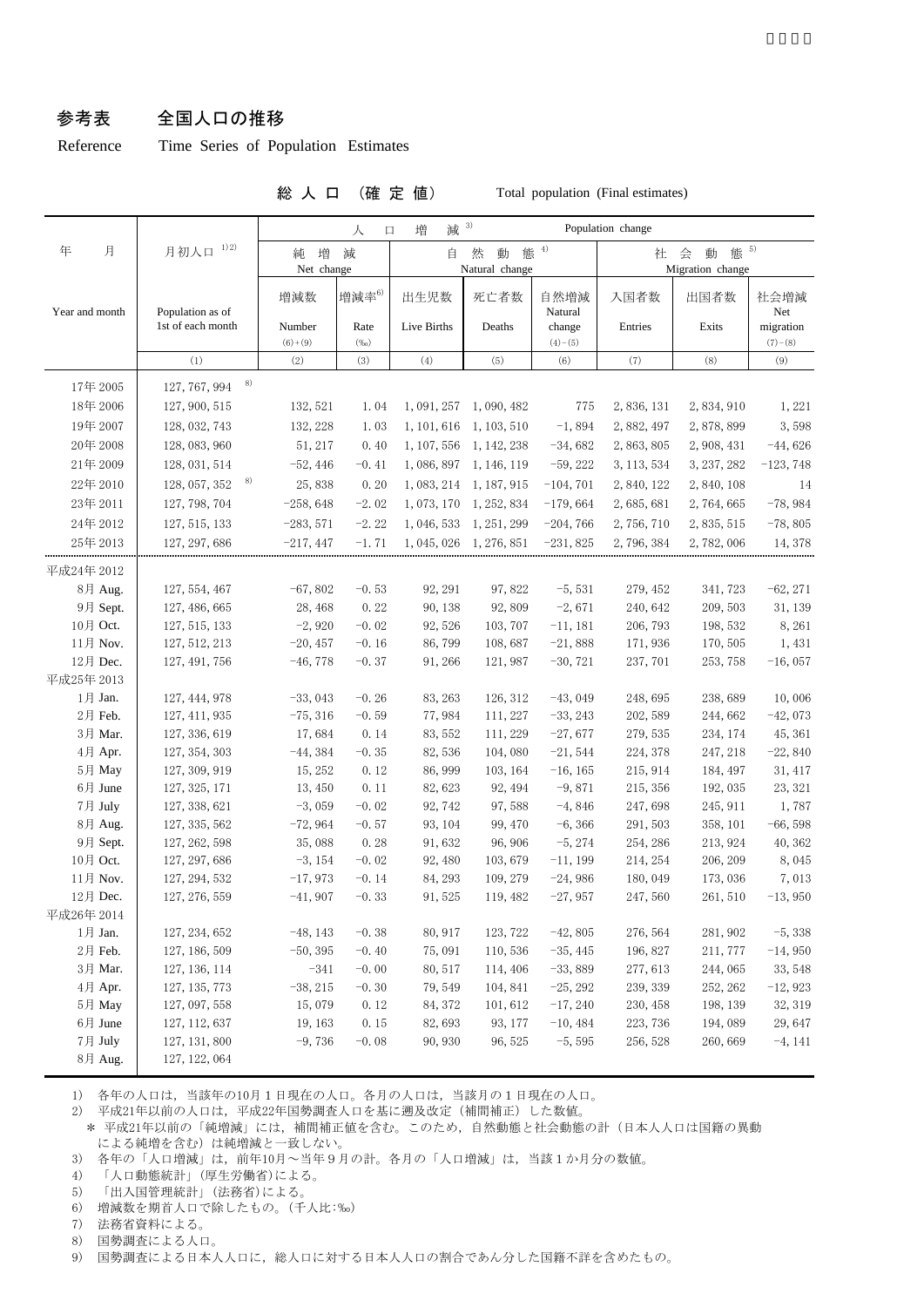## 参考表　全国人口の推移

Reference　Time Series of Population Estimates

総人口（確定値）　Total population (Final estimates)

| 年　月 | 月初人口 1)2) | 人口増減 3) Population change | | | | | | | |
|---|---|---|---|---|---|---|---|---|---|
| | | 純増減 Net change | | 自然動態 4) Natural change | | | 社会動態 5) Migration change | | |
| Year and month | Population as of 1st of each month | 増減数 Number (6)+(9) | 増減率6) Rate (‰) | 出生児数 Live Births | 死亡者数 Deaths | 自然増減 Natural change (4)−(5) | 入国者数 Entries | 出国者数 Exits | 社会増減 Net migration (7)−(8) |
| | (1) | (2) | (3) | (4) | (5) | (6) | (7) | (8) | (9) |
| 17年 2005 | 127, 767, 994 8) | | | | | | | | |
| 18年 2006 | 127, 900, 515 | 132, 521 | 1. 04 | 1, 091, 257 | 1, 090, 482 | 775 | 2, 836, 131 | 2, 834, 910 | 1, 221 |
| 19年 2007 | 128, 032, 743 | 132, 228 | 1. 03 | 1, 101, 616 | 1, 103, 510 | −1, 894 | 2, 882, 497 | 2, 878, 899 | 3, 598 |
| 20年 2008 | 128, 083, 960 | 51, 217 | 0. 40 | 1, 107, 556 | 1, 142, 238 | −34, 682 | 2, 863, 805 | 2, 908, 431 | −44, 626 |
| 21年 2009 | 128, 031, 514 | −52, 446 | −0. 41 | 1, 086, 897 | 1, 146, 119 | −59, 222 | 3, 113, 534 | 3, 237, 282 | −123, 748 |
| 22年 2010 | 128, 057, 352 8) | 25, 838 | 0. 20 | 1, 083, 214 | 1, 187, 915 | −104, 701 | 2, 840, 122 | 2, 840, 108 | 14 |
| 23年 2011 | 127, 798, 704 | −258, 648 | −2. 02 | 1, 073, 170 | 1, 252, 834 | −179, 664 | 2, 685, 681 | 2, 764, 665 | −78, 984 |
| 24年 2012 | 127, 515, 133 | −283, 571 | −2. 22 | 1, 046, 533 | 1, 251, 299 | −204, 766 | 2, 756, 710 | 2, 835, 515 | −78, 805 |
| 25年 2013 | 127, 297, 686 | −217, 447 | −1. 71 | 1, 045, 026 | 1, 276, 851 | −231, 825 | 2, 796, 384 | 2, 782, 006 | 14, 378 |
| 平成24年 2012 | | | | | | | | | |
| 8月 Aug. | 127, 554, 467 | −67, 802 | −0. 53 | 92, 291 | 97, 822 | −5, 531 | 279, 452 | 341, 723 | −62, 271 |
| 9月 Sept. | 127, 486, 665 | 28, 468 | 0. 22 | 90, 138 | 92, 809 | −2, 671 | 240, 642 | 209, 503 | 31, 139 |
| 10月 Oct. | 127, 515, 133 | −2, 920 | −0. 02 | 92, 526 | 103, 707 | −11, 181 | 206, 793 | 198, 532 | 8, 261 |
| 11月 Nov. | 127, 512, 213 | −20, 457 | −0. 16 | 86, 799 | 108, 687 | −21, 888 | 171, 936 | 170, 505 | 1, 431 |
| 12月 Dec. | 127, 491, 756 | −46, 778 | −0. 37 | 91, 266 | 121, 987 | −30, 721 | 237, 701 | 253, 758 | −16, 057 |
| 平成25年 2013 | | | | | | | | | |
| 1月 Jan. | 127, 444, 978 | −33, 043 | −0. 26 | 83, 263 | 126, 312 | −43, 049 | 248, 695 | 238, 689 | 10, 006 |
| 2月 Feb. | 127, 411, 935 | −75, 316 | −0. 59 | 77, 984 | 111, 227 | −33, 243 | 202, 589 | 244, 662 | −42, 073 |
| 3月 Mar. | 127, 336, 619 | 17, 684 | 0. 14 | 83, 552 | 111, 229 | −27, 677 | 279, 535 | 234, 174 | 45, 361 |
| 4月 Apr. | 127, 354, 303 | −44, 384 | −0. 35 | 82, 536 | 104, 080 | −21, 544 | 224, 378 | 247, 218 | −22, 840 |
| 5月 May | 127, 309, 919 | 15, 252 | 0. 12 | 86, 999 | 103, 164 | −16, 165 | 215, 914 | 184, 497 | 31, 417 |
| 6月 June | 127, 325, 171 | 13, 450 | 0. 11 | 82, 623 | 92, 494 | −9, 871 | 215, 356 | 192, 035 | 23, 321 |
| 7月 July | 127, 338, 621 | −3, 059 | −0. 02 | 92, 742 | 97, 588 | −4, 846 | 247, 698 | 245, 911 | 1, 787 |
| 8月 Aug. | 127, 335, 562 | −72, 964 | −0. 57 | 93, 104 | 99, 470 | −6, 366 | 291, 503 | 358, 101 | −66, 598 |
| 9月 Sept. | 127, 262, 598 | 35, 088 | 0. 28 | 91, 632 | 96, 906 | −5, 274 | 254, 286 | 213, 924 | 40, 362 |
| 10月 Oct. | 127, 297, 686 | −3, 154 | −0. 02 | 92, 480 | 103, 679 | −11, 199 | 214, 254 | 206, 209 | 8, 045 |
| 11月 Nov. | 127, 294, 532 | −17, 973 | −0. 14 | 84, 293 | 109, 279 | −24, 986 | 180, 049 | 173, 036 | 7, 013 |
| 12月 Dec. | 127, 276, 559 | −41, 907 | −0. 33 | 91, 525 | 119, 482 | −27, 957 | 247, 560 | 261, 510 | −13, 950 |
| 平成26年 2014 | | | | | | | | | |
| 1月 Jan. | 127, 234, 652 | −48, 143 | −0. 38 | 80, 917 | 123, 722 | −42, 805 | 276, 564 | 281, 902 | −5, 338 |
| 2月 Feb. | 127, 186, 509 | −50, 395 | −0. 40 | 75, 091 | 110, 536 | −35, 445 | 196, 827 | 211, 777 | −14, 950 |
| 3月 Mar. | 127, 136, 114 | −341 | −0. 00 | 80, 517 | 114, 406 | −33, 889 | 277, 613 | 244, 065 | 33, 548 |
| 4月 Apr. | 127, 135, 773 | −38, 215 | −0. 30 | 79, 549 | 104, 841 | −25, 292 | 239, 339 | 252, 262 | −12, 923 |
| 5月 May | 127, 097, 558 | 15, 079 | 0. 12 | 84, 372 | 101, 612 | −17, 240 | 230, 458 | 198, 139 | 32, 319 |
| 6月 June | 127, 112, 637 | 19, 163 | 0. 15 | 82, 693 | 93, 177 | −10, 484 | 223, 736 | 194, 089 | 29, 647 |
| 7月 July | 127, 131, 800 | −9, 736 | −0. 08 | 90, 930 | 96, 525 | −5, 595 | 256, 528 | 260, 669 | −4, 141 |
| 8月 Aug. | 127, 122, 064 | | | | | | | | |

1) 各年の人口は，当該年の10月１日現在の人口。各月の人口は，当該月の１日現在の人口。
2) 平成21年以前の人口は，平成22年国勢調査人口を基に遡及改定（補間補正）した数値。
　＊ 平成21年以前の「純増減」には，補間補正値を含む。このため，自然動態と社会動態の計（日本人人口は国籍の異動による純増を含む）は純増減と一致しない。
3) 各年の「人口増減」は，前年10月～当年９月の計。各月の「人口増減」は，当該１か月分の数値。
4) 「人口動態統計」（厚生労働省）による。
5) 「出入国管理統計」（法務省）による。
6) 増減数を期首人口で除したもの。（千人比：‰）
7) 法務省資料による。
8) 国勢調査による人口。
9) 国勢調査による日本人人口に，総人口に対する日本人人口の割合であん分した国籍不詳を含めたもの。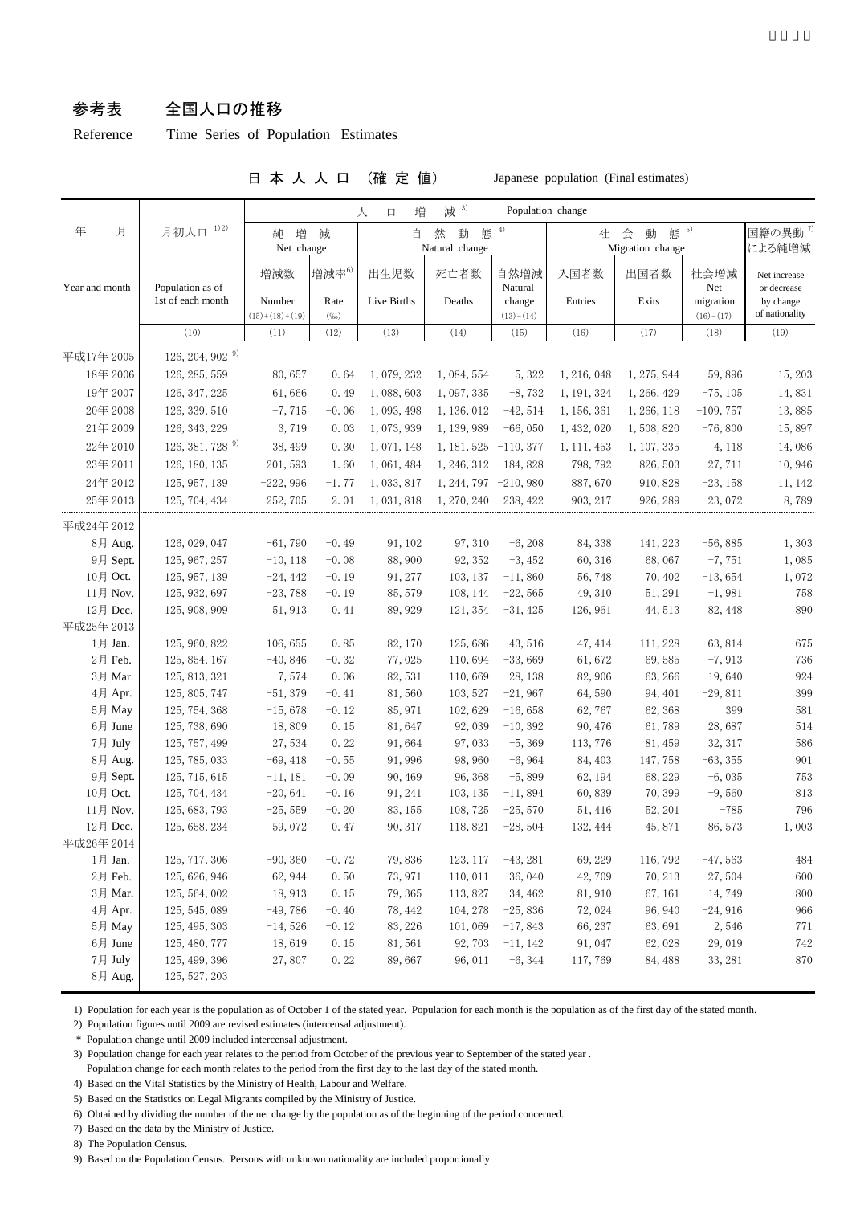# 参考表　　全国人口の推移

Reference　　Time Series of Population Estimates

## 日本人人口（確定値）　Japanese population (Final estimates)

| 年　月 Year and month | 月初人口 1)2) Population as of 1st of each month | 人口増減 3) Population change | | | | | | | | |
|---|---|---|---|---|---|---|---|---|---|---|
| | | 純増減 Net change | | 自然動態 4) Natural change | | | 社会動態 5) Migration change | | | 国籍の異動 7) による純増減 |
| | | 増減数 Number (15)+(18)+(19) | 増減率 6) Rate (‰) | 出生児数 Live Births | 死亡者数 Deaths | 自然増減 Natural change (13)-(14) | 入国者数 Entries | 出国者数 Exits | 社会増減 Net migration (16)-(17) | Net increase or decrease by change of nationality |
| | (10) | (11) | (12) | (13) | (14) | (15) | (16) | (17) | (18) | (19) |
| 平成17年 2005 | 126, 204, 902 9) | | | | | | | | | |
| 18年 2006 | 126, 285, 559 | 80, 657 | 0. 64 | 1, 079, 232 | 1, 084, 554 | −5, 322 | 1, 216, 048 | 1, 275, 944 | −59, 896 | 15, 203 |
| 19年 2007 | 126, 347, 225 | 61, 666 | 0. 49 | 1, 088, 603 | 1, 097, 335 | −8, 732 | 1, 191, 324 | 1, 266, 429 | −75, 105 | 14, 831 |
| 20年 2008 | 126, 339, 510 | −7, 715 | −0. 06 | 1, 093, 498 | 1, 136, 012 | −42, 514 | 1, 156, 361 | 1, 266, 118 | −109, 757 | 13, 885 |
| 21年 2009 | 126, 343, 229 | 3, 719 | 0. 03 | 1, 073, 939 | 1, 139, 989 | −66, 050 | 1, 432, 020 | 1, 508, 820 | −76, 800 | 15, 897 |
| 22年 2010 | 126, 381, 728 9) | 38, 499 | 0. 30 | 1, 071, 148 | 1, 181, 525 | −110, 377 | 1, 111, 453 | 1, 107, 335 | 4, 118 | 14, 086 |
| 23年 2011 | 126, 180, 135 | −201, 593 | −1. 60 | 1, 061, 484 | 1, 246, 312 | −184, 828 | 798, 792 | 826, 503 | −27, 711 | 10, 946 |
| 24年 2012 | 125, 957, 139 | −222, 996 | −1. 77 | 1, 033, 817 | 1, 244, 797 | −210, 980 | 887, 670 | 910, 828 | −23, 158 | 11, 142 |
| 25年 2013 | 125, 704, 434 | −252, 705 | −2. 01 | 1, 031, 818 | 1, 270, 240 | −238, 422 | 903, 217 | 926, 289 | −23, 072 | 8, 789 |
| 平成24年 2012 | | | | | | | | | | |
| 8月 Aug. | 126, 029, 047 | −61, 790 | −0. 49 | 91, 102 | 97, 310 | −6, 208 | 84, 338 | 141, 223 | −56, 885 | 1, 303 |
| 9月 Sept. | 125, 967, 257 | −10, 118 | −0. 08 | 88, 900 | 92, 352 | −3, 452 | 60, 316 | 68, 067 | −7, 751 | 1, 085 |
| 10月 Oct. | 125, 957, 139 | −24, 442 | −0. 19 | 91, 277 | 103, 137 | −11, 860 | 56, 748 | 70, 402 | −13, 654 | 1, 072 |
| 11月 Nov. | 125, 932, 697 | −23, 788 | −0. 19 | 85, 579 | 108, 144 | −22, 565 | 49, 310 | 51, 291 | −1, 981 | 758 |
| 12月 Dec. | 125, 908, 909 | 51, 913 | 0. 41 | 89, 929 | 121, 354 | −31, 425 | 126, 961 | 44, 513 | 82, 448 | 890 |
| 平成25年 2013 | | | | | | | | | | |
| 1月 Jan. | 125, 960, 822 | −106, 655 | −0. 85 | 82, 170 | 125, 686 | −43, 516 | 47, 414 | 111, 228 | −63, 814 | 675 |
| 2月 Feb. | 125, 854, 167 | −40, 846 | −0. 32 | 77, 025 | 110, 694 | −33, 669 | 61, 672 | 69, 585 | −7, 913 | 736 |
| 3月 Mar. | 125, 813, 321 | −7, 574 | −0. 06 | 82, 531 | 110, 669 | −28, 138 | 82, 906 | 63, 266 | 19, 640 | 924 |
| 4月 Apr. | 125, 805, 747 | −51, 379 | −0. 41 | 81, 560 | 103, 527 | −21, 967 | 64, 590 | 94, 401 | −29, 811 | 399 |
| 5月 May | 125, 754, 368 | −15, 678 | −0. 12 | 85, 971 | 102, 629 | −16, 658 | 62, 767 | 62, 368 | 399 | 581 |
| 6月 June | 125, 738, 690 | 18, 809 | 0. 15 | 81, 647 | 92, 039 | −10, 392 | 90, 476 | 61, 789 | 28, 687 | 514 |
| 7月 July | 125, 757, 499 | 27, 534 | 0. 22 | 91, 664 | 97, 033 | −5, 369 | 113, 776 | 81, 459 | 32, 317 | 586 |
| 8月 Aug. | 125, 785, 033 | −69, 418 | −0. 55 | 91, 996 | 98, 960 | −6, 964 | 84, 403 | 147, 758 | −63, 355 | 901 |
| 9月 Sept. | 125, 715, 615 | −11, 181 | −0. 09 | 90, 469 | 96, 368 | −5, 899 | 62, 194 | 68, 229 | −6, 035 | 753 |
| 10月 Oct. | 125, 704, 434 | −20, 641 | −0. 16 | 91, 241 | 103, 135 | −11, 894 | 60, 839 | 70, 399 | −9, 560 | 813 |
| 11月 Nov. | 125, 683, 793 | −25, 559 | −0. 20 | 83, 155 | 108, 725 | −25, 570 | 51, 416 | 52, 201 | −785 | 796 |
| 12月 Dec. | 125, 658, 234 | 59, 072 | 0. 47 | 90, 317 | 118, 821 | −28, 504 | 132, 444 | 45, 871 | 86, 573 | 1, 003 |
| 平成26年 2014 | | | | | | | | | | |
| 1月 Jan. | 125, 717, 306 | −90, 360 | −0. 72 | 79, 836 | 123, 117 | −43, 281 | 69, 229 | 116, 792 | −47, 563 | 484 |
| 2月 Feb. | 125, 626, 946 | −62, 944 | −0. 50 | 73, 971 | 110, 011 | −36, 040 | 42, 709 | 70, 213 | −27, 504 | 600 |
| 3月 Mar. | 125, 564, 002 | −18, 913 | −0. 15 | 79, 365 | 113, 827 | −34, 462 | 81, 910 | 67, 161 | 14, 749 | 800 |
| 4月 Apr. | 125, 545, 089 | −49, 786 | −0. 40 | 78, 442 | 104, 278 | −25, 836 | 72, 024 | 96, 940 | −24, 916 | 966 |
| 5月 May | 125, 495, 303 | −14, 526 | −0. 12 | 83, 226 | 101, 069 | −17, 843 | 66, 237 | 63, 691 | 2, 546 | 771 |
| 6月 June | 125, 480, 777 | 18, 619 | 0. 15 | 81, 561 | 92, 703 | −11, 142 | 91, 047 | 62, 028 | 29, 019 | 742 |
| 7月 July | 125, 499, 396 | 27, 807 | 0. 22 | 89, 667 | 96, 011 | −6, 344 | 117, 769 | 84, 488 | 33, 281 | 870 |
| 8月 Aug. | 125, 527, 203 | | | | | | | | | |

1) Population for each year is the population as of October 1 of the stated year. Population for each month is the population as of the first day of the stated month.

2) Population figures until 2009 are revised estimates (intercensal adjustment).

\* Population change until 2009 included intercensal adjustment.

3) Population change for each year relates to the period from October of the previous year to September of the stated year .
Population change for each month relates to the period from the first day to the last day of the stated month.

4) Based on the Vital Statistics by the Ministry of Health, Labour and Welfare.

5) Based on the Statistics on Legal Migrants compiled by the Ministry of Justice.

6) Obtained by dividing the number of the net change by the population as of the beginning of the period concerned.

7) Based on the data by the Ministry of Justice.

8) The Population Census.

9) Based on the Population Census. Persons with unknown nationality are included proportionally.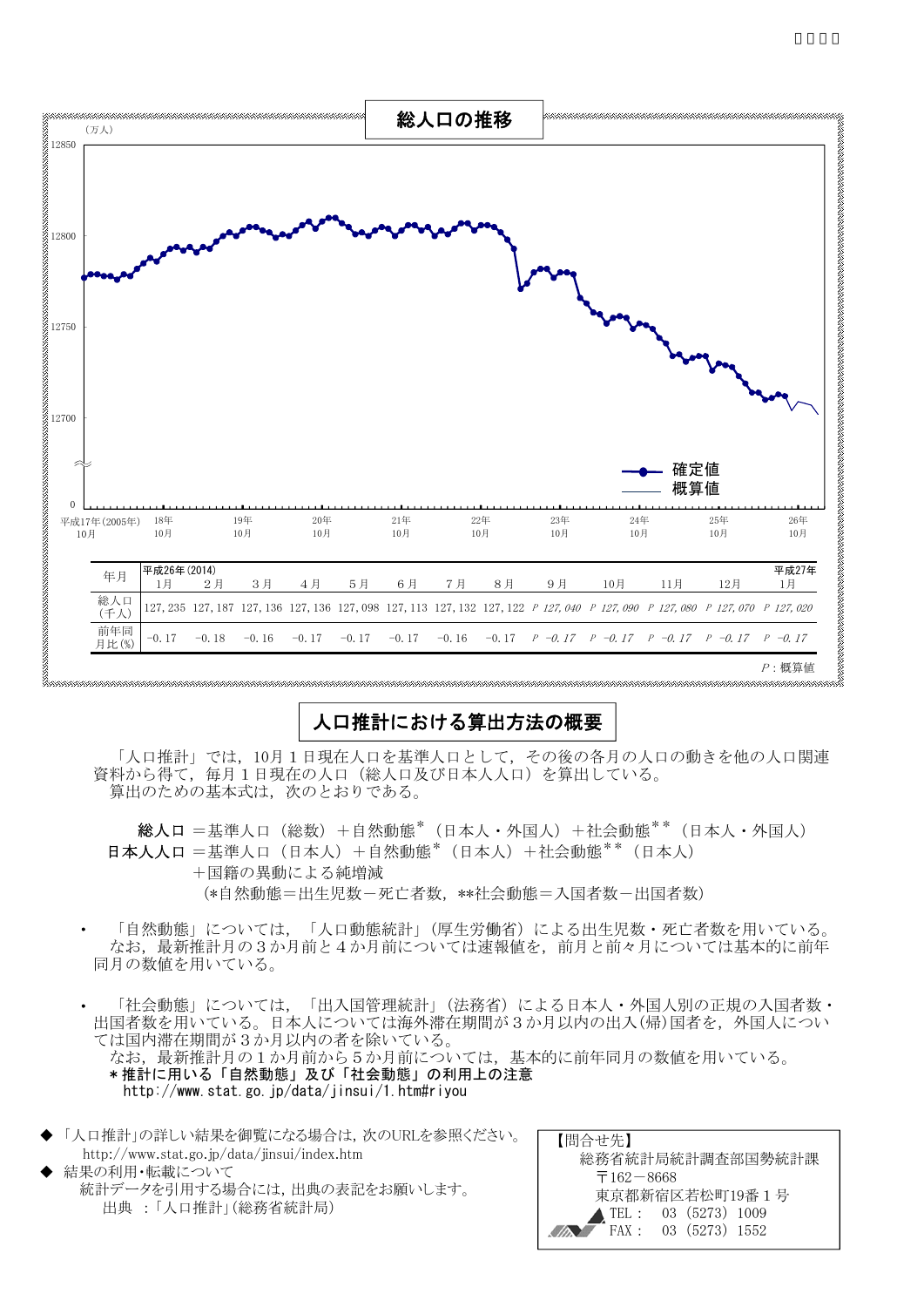## 総人口の推移

（万人）

12850

12800

12750

12700

0

平成17年(2005年) 10月　18年 10月　19年 10月　20年 10月　21年 10月　22年 10月　23年 10月　24年 10月　25年 10月　26年 10月

確定値

概算値

| 年月 | 平成26年(2014) 1月 | 2月 | 3月 | 4月 | 5月 | 6月 | 7月 | 8月 | 9月 | 10月 | 11月 | 12月 | 平成27年 1月 |
|---|---|---|---|---|---|---|---|---|---|---|---|---|---|
| 総人口（千人） | 127,235 | 127,187 | 127,136 | 127,136 | 127,098 | 127,113 | 127,132 | 127,122 | *P 127,040* | *P 127,090* | *P 127,080* | *P 127,070* | *P 127,020* |
| 前年同月比(%) | −0.17 | −0.18 | −0.16 | −0.17 | −0.17 | −0.17 | −0.16 | −0.17 | *P −0.17* | *P −0.17* | *P −0.17* | *P −0.17* | *P −0.17* |

*P*：概算値

## 人口推計における算出方法の概要

「人口推計」では，10月１日現在人口を基準人口として，その後の各月の人口の動きを他の人口関連資料から得て，毎月１日現在の人口（総人口及び日本人人口）を算出している。

算出のための基本式は，次のとおりである。

**総人口** ＝基準人口（総数）＋自然動態*（日本人・外国人）＋社会動態**（日本人・外国人）

**日本人人口** ＝基準人口（日本人）＋自然動態*（日本人）＋社会動態**（日本人）
＋国籍の異動による純増減

（*自然動態＝出生児数−死亡者数，**社会動態＝入国者数−出国者数）

- 「自然動態」については，「人口動態統計」（厚生労働省）による出生児数・死亡者数を用いている。
なお，最新推計月の３か月前と４か月前については速報値を，前月と前々月については基本的に前年同月の数値を用いている。

- 「社会動態」については，「出入国管理統計」（法務省）による日本人・外国人別の正規の入国者数・出国者数を用いている。日本人については海外滞在期間が３か月以内の出入(帰)国者を，外国人については国内滞在期間が３か月以内の者を除いている。
なお，最新推計月の１か月前から５か月前については，基本的に前年同月の数値を用いている。
**＊推計に用いる「自然動態」及び「社会動態」の利用上の注意**
http://www.stat.go.jp/data/jinsui/1.htm#riyou

◆「人口推計」の詳しい結果を御覧になる場合は，次のURLを参照ください。
http://www.stat.go.jp/data/jinsui/index.htm

◆ 結果の利用・転載について
統計データを引用する場合には，出典の表記をお願いします。
出典　：「人口推計」（総務省統計局）

【問合せ先】
総務省統計局統計調査部国勢統計課
〒162−8668
東京都新宿区若松町19番１号
TEL：　03（5273）1009
FAX：　03（5273）1552